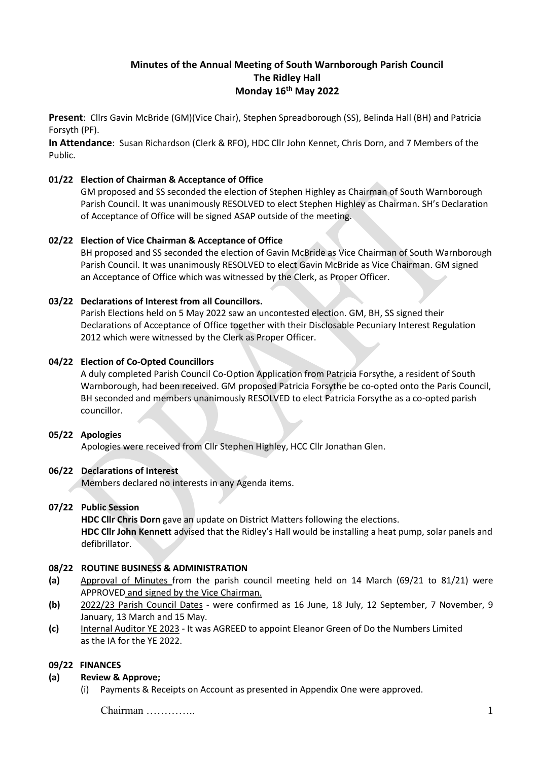# Minutes of the Annual Meeting of South Warnborough Parish Council
## The Ridley Hall
## Monday 16th May 2022

**Present**: Cllrs Gavin McBride (GM)(Vice Chair), Stephen Spreadborough (SS), Belinda Hall (BH) and Patricia Forsyth (PF).

**In Attendance**: Susan Richardson (Clerk & RFO), HDC Cllr John Kennet, Chris Dorn, and 7 Members of the Public.

**01/22 Election of Chairman & Acceptance of Office**

GM proposed and SS seconded the election of Stephen Highley as Chairman of South Warnborough Parish Council. It was unanimously RESOLVED to elect Stephen Highley as Chairman. SH's Declaration of Acceptance of Office will be signed ASAP outside of the meeting.

**02/22 Election of Vice Chairman & Acceptance of Office**

BH proposed and SS seconded the election of Gavin McBride as Vice Chairman of South Warnborough Parish Council. It was unanimously RESOLVED to elect Gavin McBride as Vice Chairman. GM signed an Acceptance of Office which was witnessed by the Clerk, as Proper Officer.

**03/22 Declarations of Interest from all Councillors.**

Parish Elections held on 5 May 2022 saw an uncontested election. GM, BH, SS signed their Declarations of Acceptance of Office together with their Disclosable Pecuniary Interest Regulation 2012 which were witnessed by the Clerk as Proper Officer.

**04/22 Election of Co-Opted Councillors**

A duly completed Parish Council Co-Option Application from Patricia Forsythe, a resident of South Warnborough, had been received. GM proposed Patricia Forsythe be co-opted onto the Paris Council, BH seconded and members unanimously RESOLVED to elect Patricia Forsythe as a co-opted parish councillor.

**05/22 Apologies**

Apologies were received from Cllr Stephen Highley, HCC Cllr Jonathan Glen.

**06/22 Declarations of Interest**

Members declared no interests in any Agenda items.

**07/22 Public Session**

**HDC Cllr Chris Dorn** gave an update on District Matters following the elections.

**HDC Cllr John Kennett** advised that the Ridley's Hall would be installing a heat pump, solar panels and defibrillator.

**08/22 ROUTINE BUSINESS & ADMINISTRATION**

**(a)** Approval of Minutes from the parish council meeting held on 14 March (69/21 to 81/21) were APPROVED and signed by the Vice Chairman.

**(b)** 2022/23 Parish Council Dates - were confirmed as 16 June, 18 July, 12 September, 7 November, 9 January, 13 March and 15 May.

**(c)** Internal Auditor YE 2023 - It was AGREED to appoint Eleanor Green of Do the Numbers Limited as the IA for the YE 2022.

**09/22 FINANCES**

**(a) Review & Approve;**

(i) Payments & Receipts on Account as presented in Appendix One were approved.

Chairman …………..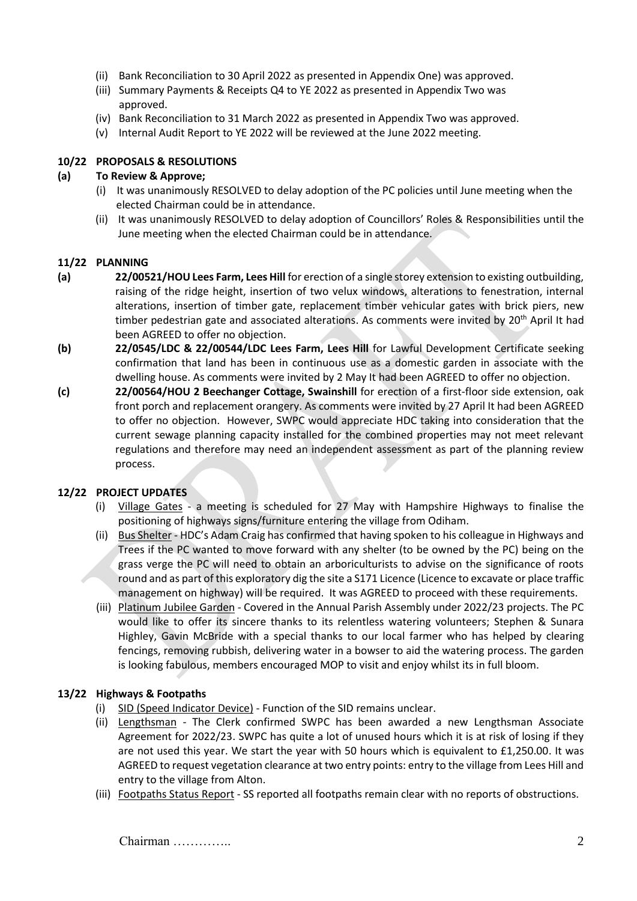(ii) Bank Reconciliation to 30 April 2022 as presented in Appendix One) was approved.
(iii) Summary Payments & Receipts Q4 to YE 2022 as presented in Appendix Two was approved.
(iv) Bank Reconciliation to 31 March 2022 as presented in Appendix Two was approved.
(v) Internal Audit Report to YE 2022 will be reviewed at the June 2022 meeting.

### 10/22 PROPOSALS & RESOLUTIONS

**(a) To Review & Approve;**

(i) It was unanimously RESOLVED to delay adoption of the PC policies until June meeting when the elected Chairman could be in attendance.
(ii) It was unanimously RESOLVED to delay adoption of Councillors' Roles & Responsibilities until the June meeting when the elected Chairman could be in attendance.

### 11/22 PLANNING

**(a)** **22/00521/HOU Lees Farm, Lees Hill** for erection of a single storey extension to existing outbuilding, raising of the ridge height, insertion of two velux windows, alterations to fenestration, internal alterations, insertion of timber gate, replacement timber vehicular gates with brick piers, new timber pedestrian gate and associated alterations. As comments were invited by 20th April It had been AGREED to offer no objection.

**(b)** **22/0545/LDC & 22/00544/LDC Lees Farm, Lees Hill** for Lawful Development Certificate seeking confirmation that land has been in continuous use as a domestic garden in associate with the dwelling house. As comments were invited by 2 May It had been AGREED to offer no objection.

**(c)** **22/00564/HOU 2 Beechanger Cottage, Swainshill** for erection of a first-floor side extension, oak front porch and replacement orangery. As comments were invited by 27 April It had been AGREED to offer no objection. However, SWPC would appreciate HDC taking into consideration that the current sewage planning capacity installed for the combined properties may not meet relevant regulations and therefore may need an independent assessment as part of the planning review process.

### 12/22 PROJECT UPDATES

(i) Village Gates - a meeting is scheduled for 27 May with Hampshire Highways to finalise the positioning of highways signs/furniture entering the village from Odiham.
(ii) Bus Shelter - HDC's Adam Craig has confirmed that having spoken to his colleague in Highways and Trees if the PC wanted to move forward with any shelter (to be owned by the PC) being on the grass verge the PC will need to obtain an arboriculturists to advise on the significance of roots round and as part of this exploratory dig the site a S171 Licence (Licence to excavate or place traffic management on highway) will be required. It was AGREED to proceed with these requirements.
(iii) Platinum Jubilee Garden - Covered in the Annual Parish Assembly under 2022/23 projects. The PC would like to offer its sincere thanks to its relentless watering volunteers; Stephen & Sunara Highley, Gavin McBride with a special thanks to our local farmer who has helped by clearing fencings, removing rubbish, delivering water in a bowser to aid the watering process. The garden is looking fabulous, members encouraged MOP to visit and enjoy whilst its in full bloom.

### 13/22 Highways & Footpaths

(i) SID (Speed Indicator Device) - Function of the SID remains unclear.
(ii) Lengthsman - The Clerk confirmed SWPC has been awarded a new Lengthsman Associate Agreement for 2022/23. SWPC has quite a lot of unused hours which it is at risk of losing if they are not used this year. We start the year with 50 hours which is equivalent to £1,250.00. It was AGREED to request vegetation clearance at two entry points: entry to the village from Lees Hill and entry to the village from Alton.
(iii) Footpaths Status Report - SS reported all footpaths remain clear with no reports of obstructions.

Chairman …………..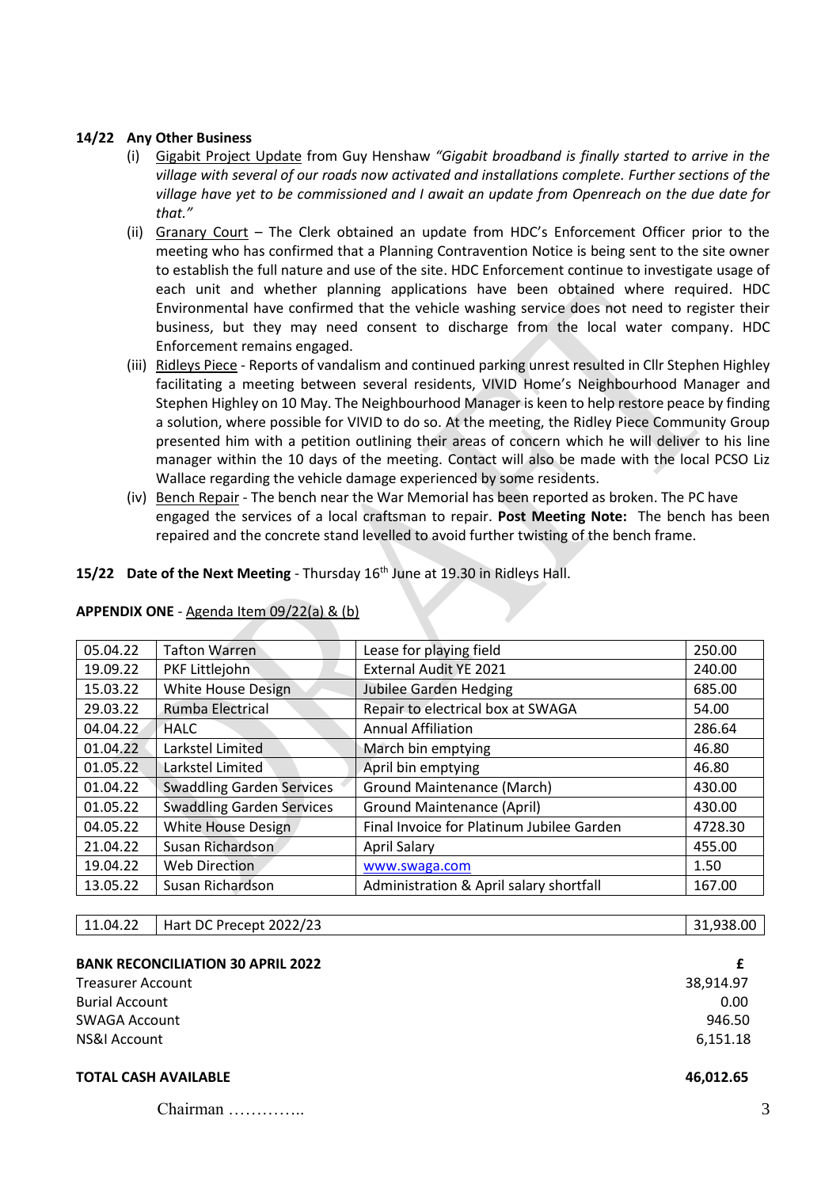**14/22 Any Other Business**

(i) Gigabit Project Update from Guy Henshaw *"Gigabit broadband is finally started to arrive in the village with several of our roads now activated and installations complete. Further sections of the village have yet to be commissioned and I await an update from Openreach on the due date for that."*

(ii) Granary Court – The Clerk obtained an update from HDC's Enforcement Officer prior to the meeting who has confirmed that a Planning Contravention Notice is being sent to the site owner to establish the full nature and use of the site. HDC Enforcement continue to investigate usage of each unit and whether planning applications have been obtained where required. HDC Environmental have confirmed that the vehicle washing service does not need to register their business, but they may need consent to discharge from the local water company. HDC Enforcement remains engaged.

(iii) Ridleys Piece - Reports of vandalism and continued parking unrest resulted in Cllr Stephen Highley facilitating a meeting between several residents, VIVID Home's Neighbourhood Manager and Stephen Highley on 10 May. The Neighbourhood Manager is keen to help restore peace by finding a solution, where possible for VIVID to do so. At the meeting, the Ridley Piece Community Group presented him with a petition outlining their areas of concern which he will deliver to his line manager within the 10 days of the meeting. Contact will also be made with the local PCSO Liz Wallace regarding the vehicle damage experienced by some residents.

(iv) Bench Repair - The bench near the War Memorial has been reported as broken. The PC have engaged the services of a local craftsman to repair. **Post Meeting Note:** The bench has been repaired and the concrete stand levelled to avoid further twisting of the bench frame.

**15/22 Date of the Next Meeting** - Thursday 16th June at 19.30 in Ridleys Hall.

**APPENDIX ONE** - Agenda Item 09/22(a) & (b)

| | | | |
|---|---|---|---|
| 05.04.22 | Tafton Warren | Lease for playing field | 250.00 |
| 19.09.22 | PKF Littlejohn | External Audit YE 2021 | 240.00 |
| 15.03.22 | White House Design | Jubilee Garden Hedging | 685.00 |
| 29.03.22 | Rumba Electrical | Repair to electrical box at SWAGA | 54.00 |
| 04.04.22 | HALC | Annual Affiliation | 286.64 |
| 01.04.22 | Larkstel Limited | March bin emptying | 46.80 |
| 01.05.22 | Larkstel Limited | April bin emptying | 46.80 |
| 01.04.22 | Swaddling Garden Services | Ground Maintenance (March) | 430.00 |
| 01.05.22 | Swaddling Garden Services | Ground Maintenance (April) | 430.00 |
| 04.05.22 | White House Design | Final Invoice for Platinum Jubilee Garden | 4728.30 |
| 21.04.22 | Susan Richardson | April Salary | 455.00 |
| 19.04.22 | Web Direction | www.swaga.com | 1.50 |
| 13.05.22 | Susan Richardson | Administration & April salary shortfall | 167.00 |

| | | |
|---|---|---|
| 11.04.22 | Hart DC Precept 2022/23 | 31,938.00 |

| **BANK RECONCILIATION 30 APRIL 2022** | **£** |
|---|---|
| Treasurer Account | 38,914.97 |
| Burial Account | 0.00 |
| SWAGA Account | 946.50 |
| NS&I Account | 6,151.18 |
| **TOTAL CASH AVAILABLE** | **46,012.65** |

Chairman …………..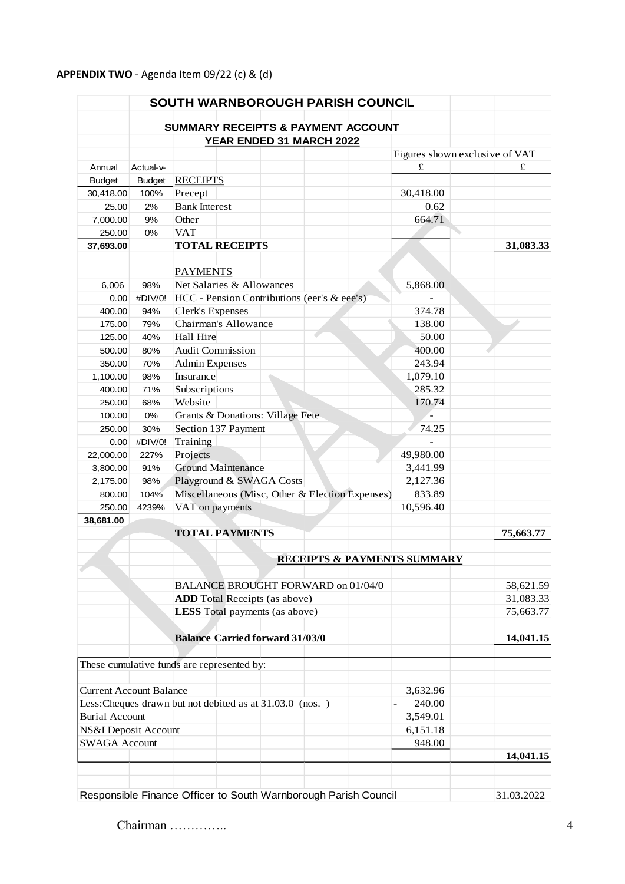**APPENDIX TWO** - Agenda Item 09/22 (c) & (d)

## SOUTH WARNBOROUGH PARISH COUNCIL

### SUMMARY RECEIPTS & PAYMENT ACCOUNT

### YEAR ENDED 31 MARCH 2022

Figures shown exclusive of VAT

| Annual Budget | Actual-v-Budget | | £ | £ |
|---|---|---|---|---|
| | | **RECEIPTS** | | |
| 30,418.00 | 100% | Precept | 30,418.00 | |
| 25.00 | 2% | Bank Interest | 0.62 | |
| 7,000.00 | 9% | Other | 664.71 | |
| 250.00 | 0% | VAT | | |
| **37,693.00** | | **TOTAL RECEIPTS** | | **31,083.33** |
| | | **PAYMENTS** | | |
| 6,006 | 98% | Net Salaries & Allowances | 5,868.00 | |
| 0.00 | #DIV/0! | HCC - Pension Contributions (eer's & eee's) | - | |
| 400.00 | 94% | Clerk's Expenses | 374.78 | |
| 175.00 | 79% | Chairman's Allowance | 138.00 | |
| 125.00 | 40% | Hall Hire | 50.00 | |
| 500.00 | 80% | Audit Commission | 400.00 | |
| 350.00 | 70% | Admin Expenses | 243.94 | |
| 1,100.00 | 98% | Insurance | 1,079.10 | |
| 400.00 | 71% | Subscriptions | 285.32 | |
| 250.00 | 68% | Website | 170.74 | |
| 100.00 | 0% | Grants & Donations: Village Fete | - | |
| 250.00 | 30% | Section 137 Payment | 74.25 | |
| 0.00 | #DIV/0! | Training | - | |
| 22,000.00 | 227% | Projects | 49,980.00 | |
| 3,800.00 | 91% | Ground Maintenance | 3,441.99 | |
| 2,175.00 | 98% | Playground & SWAGA Costs | 2,127.36 | |
| 800.00 | 104% | Miscellaneous (Misc, Other & Election Expenses) | 833.89 | |
| 250.00 | 4239% | VAT on payments | 10,596.40 | |
| **38,681.00** | | | | |
| | | **TOTAL PAYMENTS** | | **75,663.77** |

**RECEIPTS & PAYMENTS SUMMARY**

| | |
|---|---|
| BALANCE BROUGHT FORWARD on 01/04/0 | 58,621.59 |
| **ADD** Total Receipts (as above) | 31,083.33 |
| **LESS** Total payments (as above) | 75,663.77 |
| **Balance Carried forward 31/03/0** | **14,041.15** |

These cumulative funds are represented by:

| | | |
|---|---|---|
| Current Account Balance | 3,632.96 | |
| Less:Cheques drawn but not debited as at 31.03.0 (nos. ) | - 240.00 | |
| Burial Account | 3,549.01 | |
| NS&I Deposit Account | 6,151.18 | |
| SWAGA Account | 948.00 | |
| | | **14,041.15** |

Responsible Finance Officer to South Warnborough Parish Council 31.03.2022

Chairman …………..